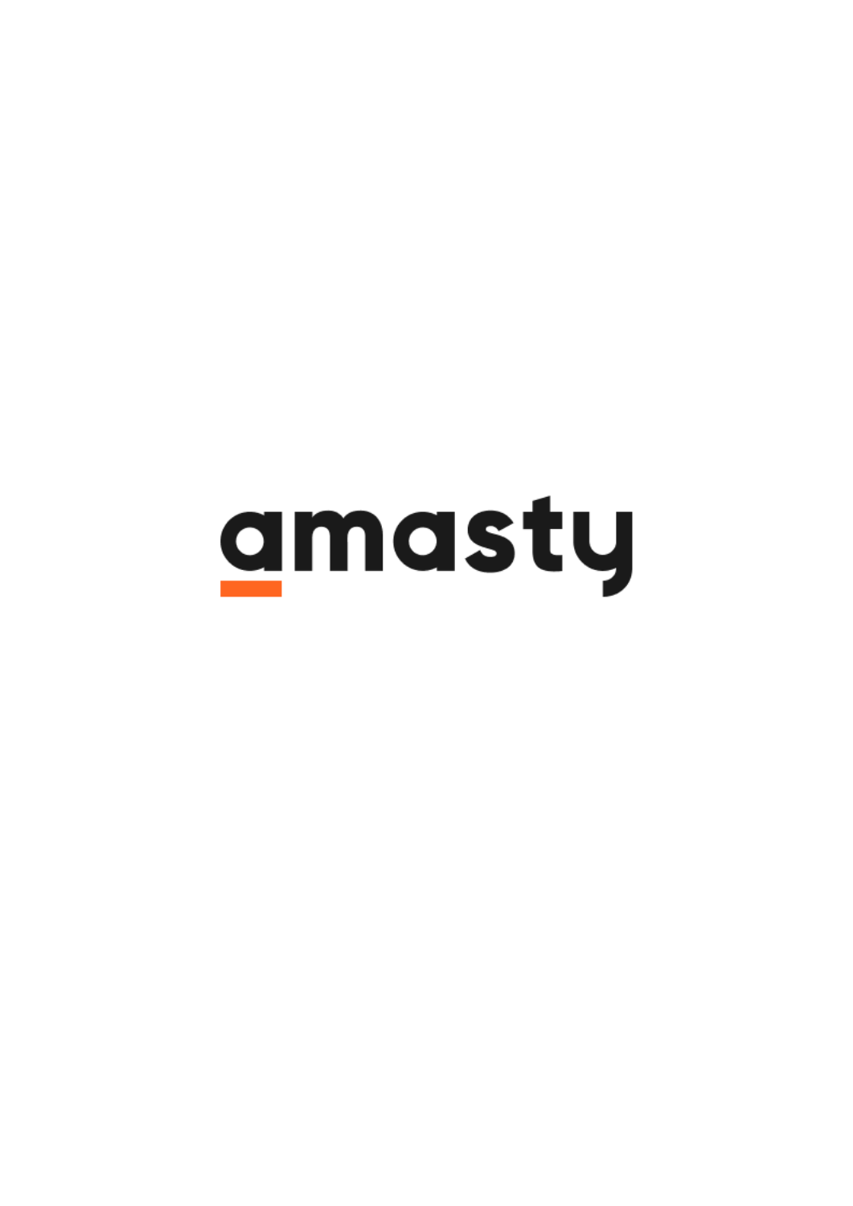amasty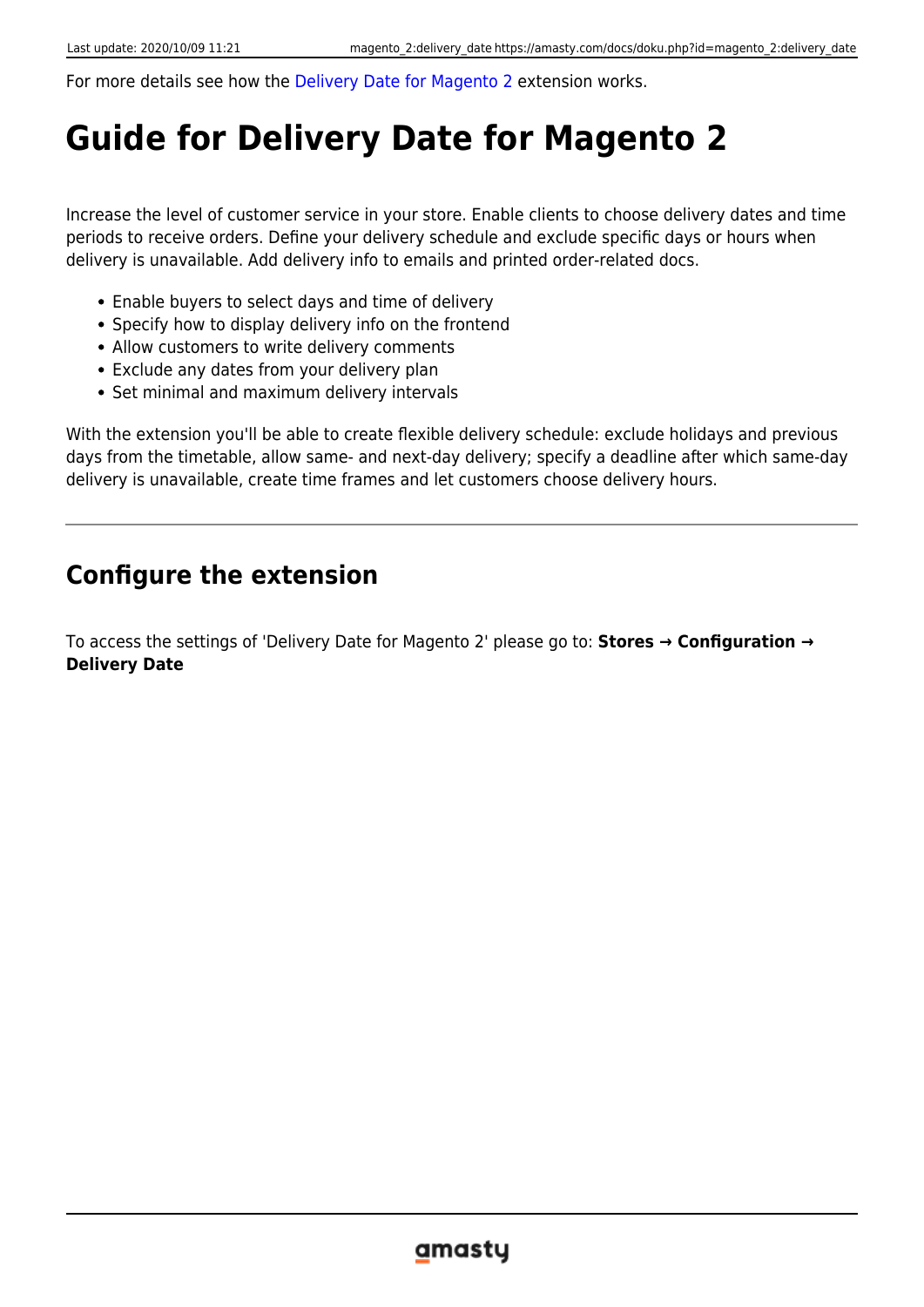For more details see how the Delivery Date for Magento 2 extension works.

# Guide for Delivery Date for Magento 2

Increase the level of customer service in your store. Enable clients to choose delivery dates and time periods to receive orders. Define your delivery schedule and exclude specific days or hours when delivery is unavailable. Add delivery info to emails and printed order-related docs.

- Enable buyers to select days and time of delivery
- Specify how to display delivery info on the frontend
- Allow customers to write delivery comments
- Exclude any dates from your delivery plan
- Set minimal and maximum delivery intervals

With the extension you'll be able to create flexible delivery schedule: exclude holidays and previous days from the timetable, allow same- and next-day delivery; specify a deadline after which same-day delivery is unavailable, create time frames and let customers choose delivery hours.

---

## Configure the extension

To access the settings of 'Delivery Date for Magento 2' please go to: **Stores → Configuration → Delivery Date**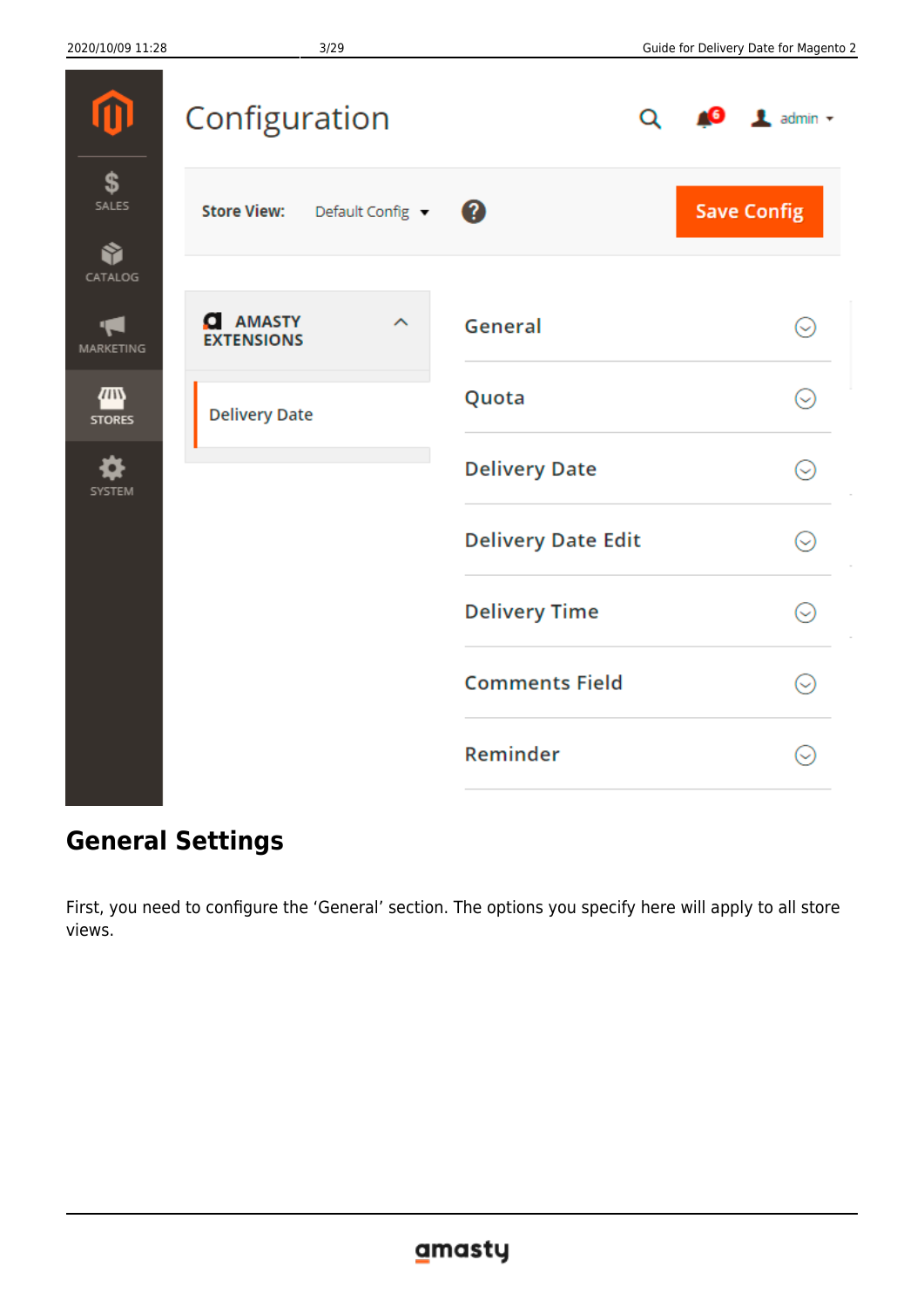## General Settings

First, you need to configure the 'General' section. The options you specify here will apply to all store views.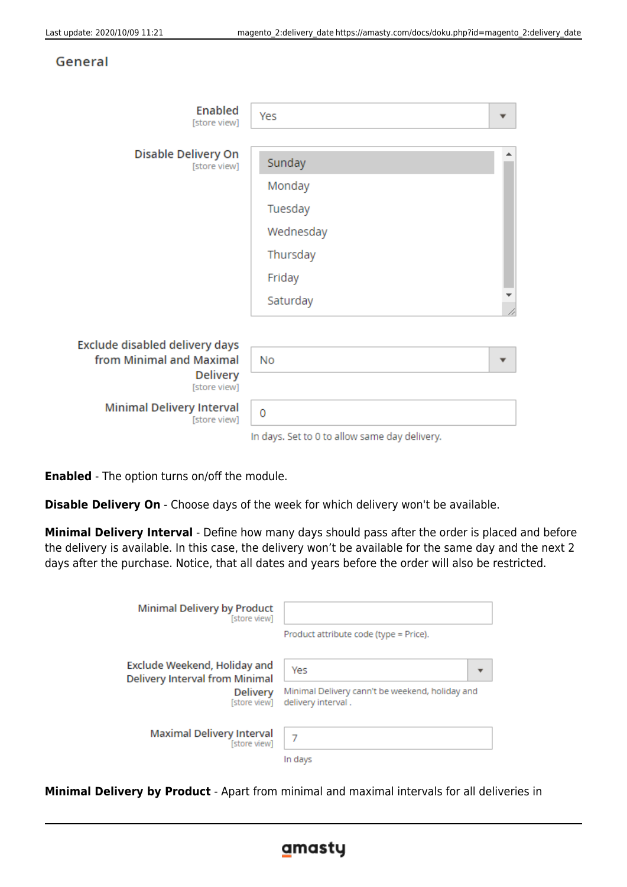General

| Setting | Value |
| --- | --- |
| Enabled [store view] | Yes |
| Disable Delivery On [store view] | Sunday, Monday, Tuesday, Wednesday, Thursday, Friday, Saturday |
| Exclude disabled delivery days from Minimal and Maximal Delivery [store view] | No |
| Minimal Delivery Interval [store view] | 0 (In days. Set to 0 to allow same day delivery.) |

**Enabled** - The option turns on/off the module.

**Disable Delivery On** - Choose days of the week for which delivery won't be available.

**Minimal Delivery Interval** - Define how many days should pass after the order is placed and before the delivery is available. In this case, the delivery won't be available for the same day and the next 2 days after the purchase. Notice, that all dates and years before the order will also be restricted.

| Setting | Value |
| --- | --- |
| Minimal Delivery by Product [store view] | (Product attribute code (type = Price).) |
| Exclude Weekend, Holiday and Delivery Interval from Minimal Delivery [store view] | Yes (Minimal Delivery cann't be weekend, holiday and delivery interval .) |
| Maximal Delivery Interval [store view] | 7 (In days) |

**Minimal Delivery by Product** - Apart from minimal and maximal intervals for all deliveries in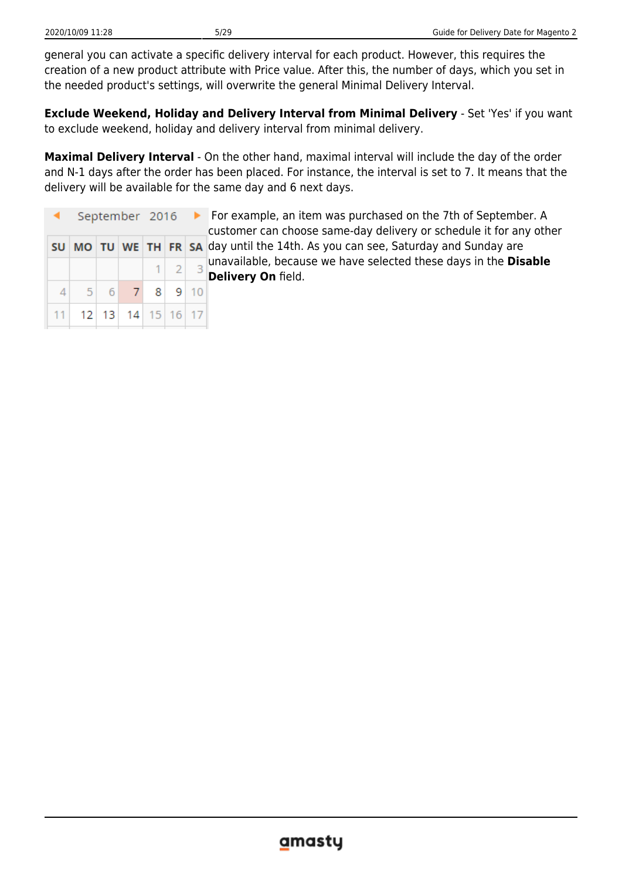general you can activate a specific delivery interval for each product. However, this requires the creation of a new product attribute with Price value. After this, the number of days, which you set in the needed product's settings, will overwrite the general Minimal Delivery Interval.

**Exclude Weekend, Holiday and Delivery Interval from Minimal Delivery** - Set 'Yes' if you want to exclude weekend, holiday and delivery interval from minimal delivery.

**Maximal Delivery Interval** - On the other hand, maximal interval will include the day of the order and N-1 days after the order has been placed. For instance, the interval is set to 7. It means that the delivery will be available for the same day and 6 next days.

September 2016

| SU | MO | TU | WE | TH | FR | SA |
|---|---|---|---|---|---|---|
| | | | | 1 | 2 | 3 |
| 4 | 5 | 6 | 7 | 8 | 9 | 10 |
| 11 | 12 | 13 | 14 | 15 | 16 | 17 |

For example, an item was purchased on the 7th of September. A customer can choose same-day delivery or schedule it for any other day until the 14th. As you can see, Saturday and Sunday are unavailable, because we have selected these days in the **Disable Delivery On** field.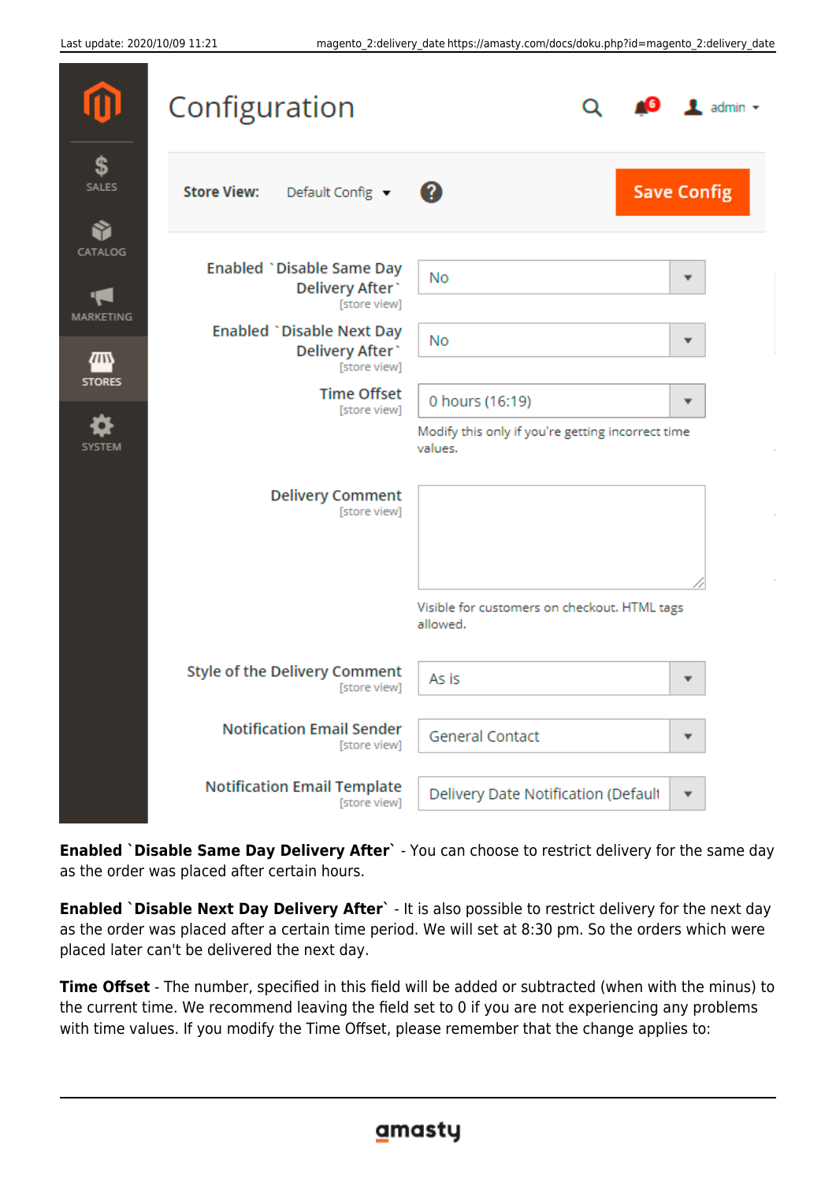**Enabled `Disable Same Day Delivery After`** - You can choose to restrict delivery for the same day as the order was placed after certain hours.

**Enabled `Disable Next Day Delivery After`** - It is also possible to restrict delivery for the next day as the order was placed after a certain time period. We will set at 8:30 pm. So the orders which were placed later can't be delivered the next day.

**Time Offset** - The number, specified in this field will be added or subtracted (when with the minus) to the current time. We recommend leaving the field set to 0 if you are not experiencing any problems with time values. If you modify the Time Offset, please remember that the change applies to: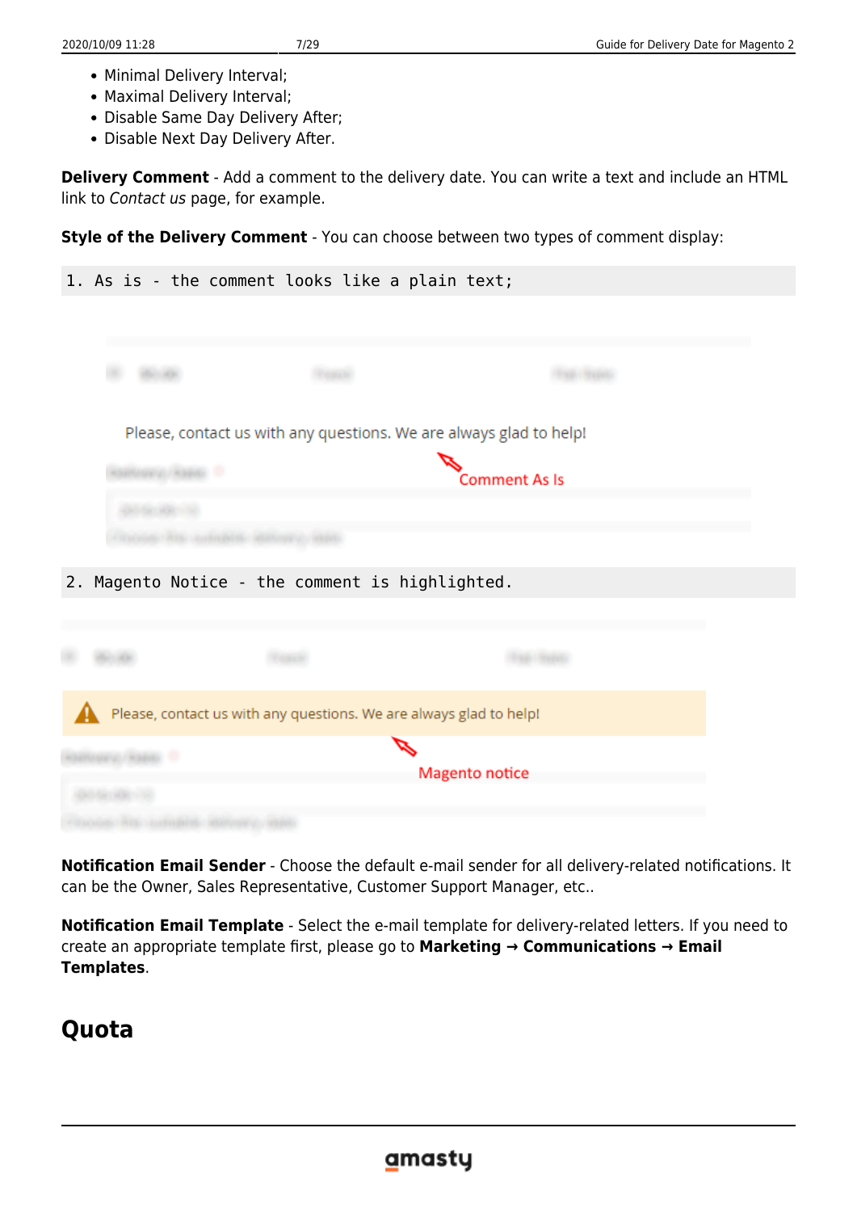- Minimal Delivery Interval;
- Maximal Delivery Interval;
- Disable Same Day Delivery After;
- Disable Next Day Delivery After.

**Delivery Comment** - Add a comment to the delivery date. You can write a text and include an HTML link to *Contact us* page, for example.

**Style of the Delivery Comment** - You can choose between two types of comment display:

```
1. As is - the comment looks like a plain text;
```

```
2. Magento Notice - the comment is highlighted.
```

**Notification Email Sender** - Choose the default e-mail sender for all delivery-related notifications. It can be the Owner, Sales Representative, Customer Support Manager, etc..

**Notification Email Template** - Select the e-mail template for delivery-related letters. If you need to create an appropriate template first, please go to **Marketing → Communications → Email Templates**.

## Quota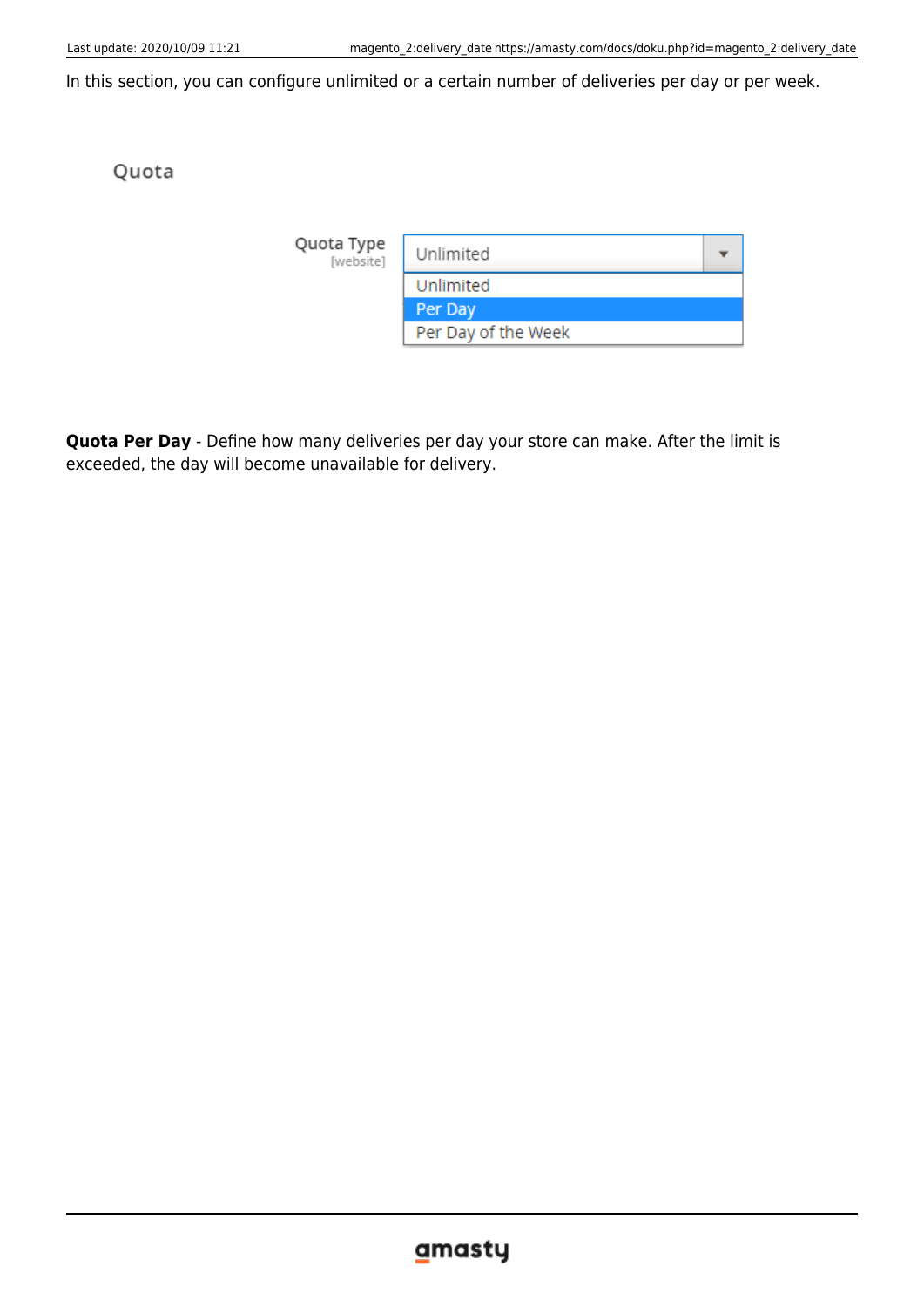In this section, you can configure unlimited or a certain number of deliveries per day or per week.

Quota

Quota Type
[website]

Unlimited

Unlimited
Per Day
Per Day of the Week

**Quota Per Day** - Define how many deliveries per day your store can make. After the limit is exceeded, the day will become unavailable for delivery.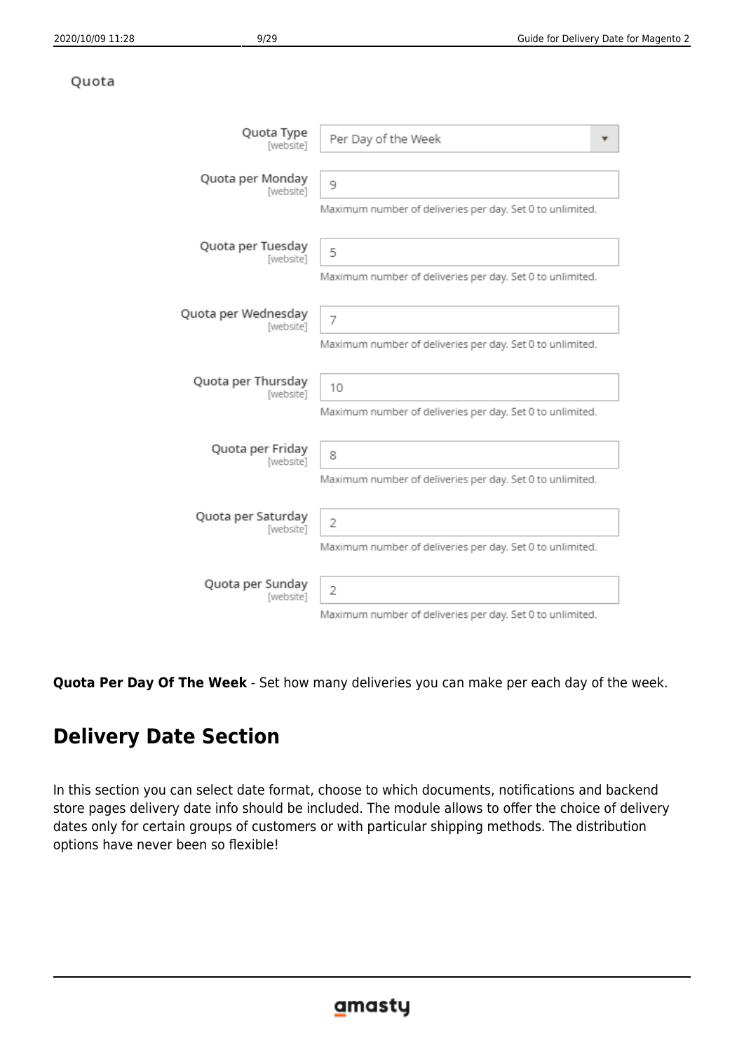Quota

| | |
|---|---|
| Quota Type [website] | Per Day of the Week |
| Quota per Monday [website] | 9<br>Maximum number of deliveries per day. Set 0 to unlimited. |
| Quota per Tuesday [website] | 5<br>Maximum number of deliveries per day. Set 0 to unlimited. |
| Quota per Wednesday [website] | 7<br>Maximum number of deliveries per day. Set 0 to unlimited. |
| Quota per Thursday [website] | 10<br>Maximum number of deliveries per day. Set 0 to unlimited. |
| Quota per Friday [website] | 8<br>Maximum number of deliveries per day. Set 0 to unlimited. |
| Quota per Saturday [website] | 2<br>Maximum number of deliveries per day. Set 0 to unlimited. |
| Quota per Sunday [website] | 2<br>Maximum number of deliveries per day. Set 0 to unlimited. |

**Quota Per Day Of The Week** - Set how many deliveries you can make per each day of the week.

## Delivery Date Section

In this section you can select date format, choose to which documents, notifications and backend store pages delivery date info should be included. The module allows to offer the choice of delivery dates only for certain groups of customers or with particular shipping methods. The distribution options have never been so flexible!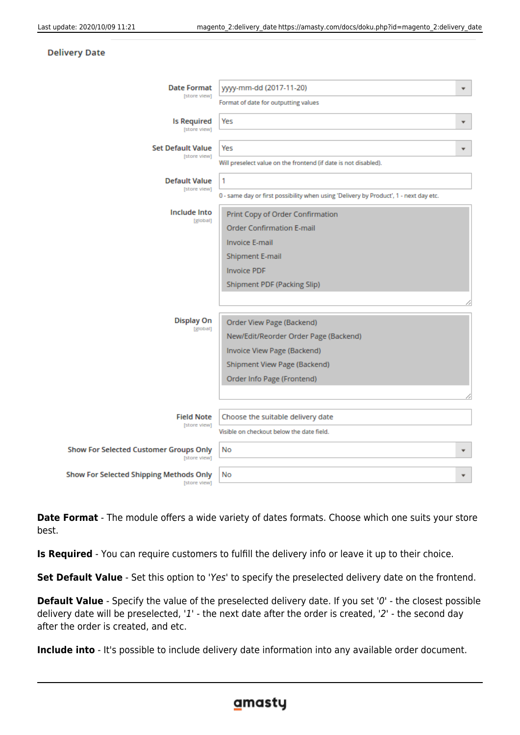**Delivery Date**

**Date Format** [store view]: yyyy-mm-dd (2017-11-20)
Format of date for outputting values

**Is Required** [store view]: Yes

**Set Default Value** [store view]: Yes
Will preselect value on the frontend (if date is not disabled).

**Default Value** [store view]: 1
0 - same day or first possibility when using 'Delivery by Product', 1 - next day etc.

**Include Into** [global]:
- Print Copy of Order Confirmation
- Order Confirmation E-mail
- Invoice E-mail
- Shipment E-mail
- Invoice PDF
- Shipment PDF (Packing Slip)

**Display On** [global]:
- Order View Page (Backend)
- New/Edit/Reorder Order Page (Backend)
- Invoice View Page (Backend)
- Shipment View Page (Backend)
- Order Info Page (Frontend)

**Field Note** [store view]: Choose the suitable delivery date
Visible on checkout below the date field.

**Show For Selected Customer Groups Only** [store view]: No

**Show For Selected Shipping Methods Only** [store view]: No

**Date Format** - The module offers a wide variety of dates formats. Choose which one suits your store best.

**Is Required** - You can require customers to fulfill the delivery info or leave it up to their choice.

**Set Default Value** - Set this option to '*Yes*' to specify the preselected delivery date on the frontend.

**Default Value** - Specify the value of the preselected delivery date. If you set '*0*' - the closest possible delivery date will be preselected, '*1*' - the next date after the order is created, '*2*' - the second day after the order is created, and etc.

**Include into** - It's possible to include delivery date information into any available order document.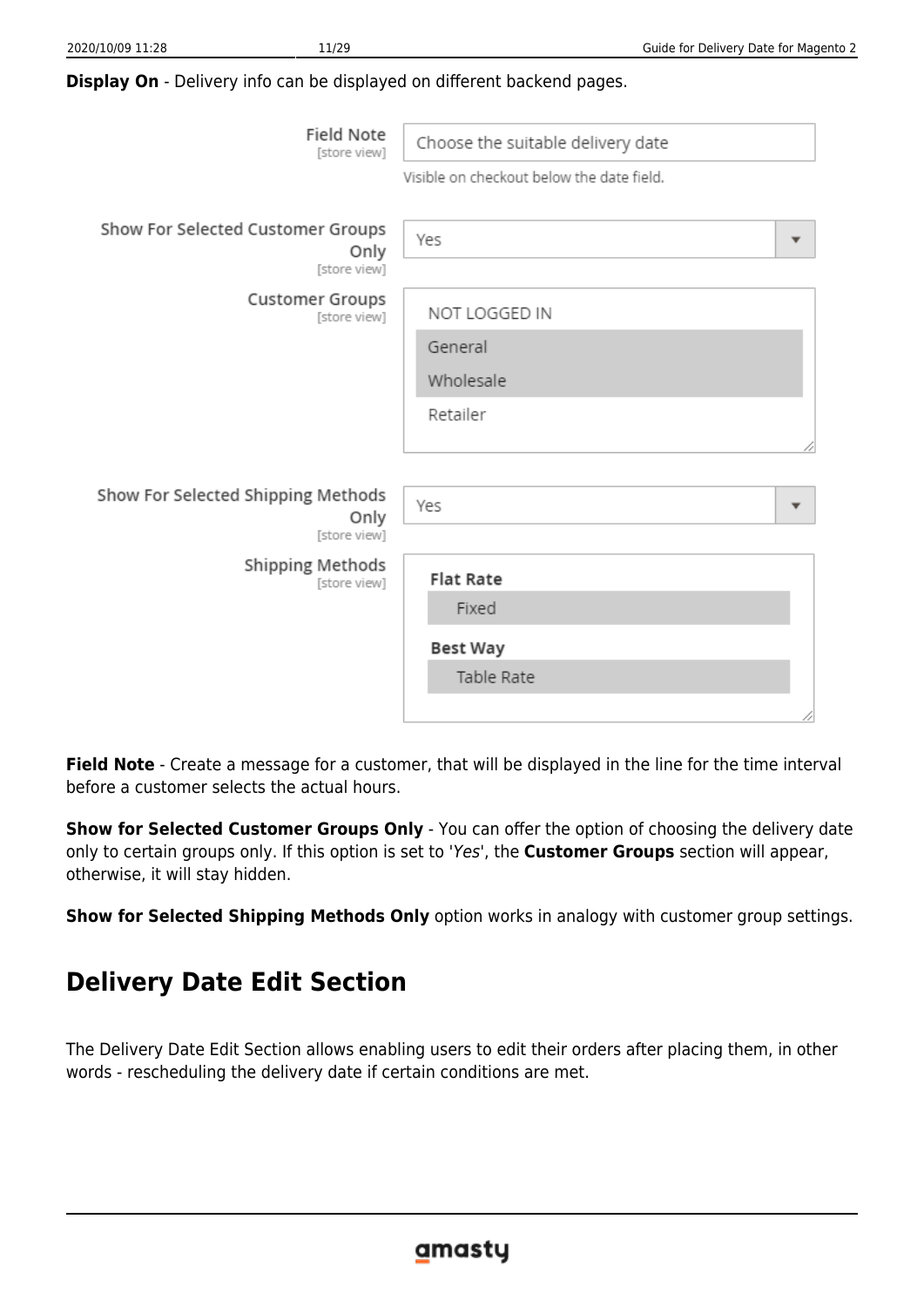**Display On** - Delivery info can be displayed on different backend pages.

Field Note [store view]: Choose the suitable delivery date

Visible on checkout below the date field.

Show For Selected Customer Groups Only [store view]: Yes

Customer Groups [store view]: NOT LOGGED IN, General, Wholesale, Retailer

Show For Selected Shipping Methods Only [store view]: Yes

Shipping Methods [store view]: Flat Rate — Fixed; Best Way — Table Rate

**Field Note** - Create a message for a customer, that will be displayed in the line for the time interval before a customer selects the actual hours.

**Show for Selected Customer Groups Only** - You can offer the option of choosing the delivery date only to certain groups only. If this option is set to '*Yes*', the **Customer Groups** section will appear, otherwise, it will stay hidden.

**Show for Selected Shipping Methods Only** option works in analogy with customer group settings.

## Delivery Date Edit Section

The Delivery Date Edit Section allows enabling users to edit their orders after placing them, in other words - rescheduling the delivery date if certain conditions are met.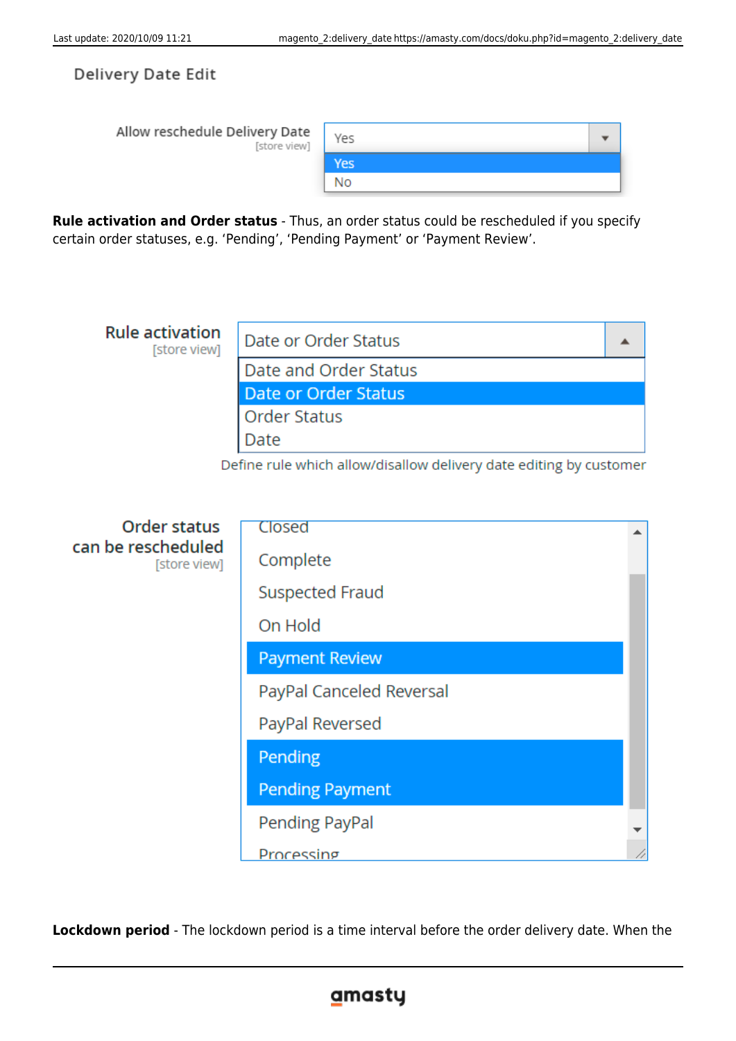Delivery Date Edit

Allow reschedule Delivery Date [store view] — Yes / No

**Rule activation and Order status** - Thus, an order status could be rescheduled if you specify certain order statuses, e.g. 'Pending', 'Pending Payment' or 'Payment Review'.

Rule activation [store view] — Date or Order Status (options: Date and Order Status, Date or Order Status, Order Status, Date)

Define rule which allow/disallow delivery date editing by customer

Order status can be rescheduled [store view] — Closed, Complete, Suspected Fraud, On Hold, Payment Review, PayPal Canceled Reversal, PayPal Reversed, Pending, Pending Payment, Pending PayPal, Processing

**Lockdown period** - The lockdown period is a time interval before the order delivery date. When the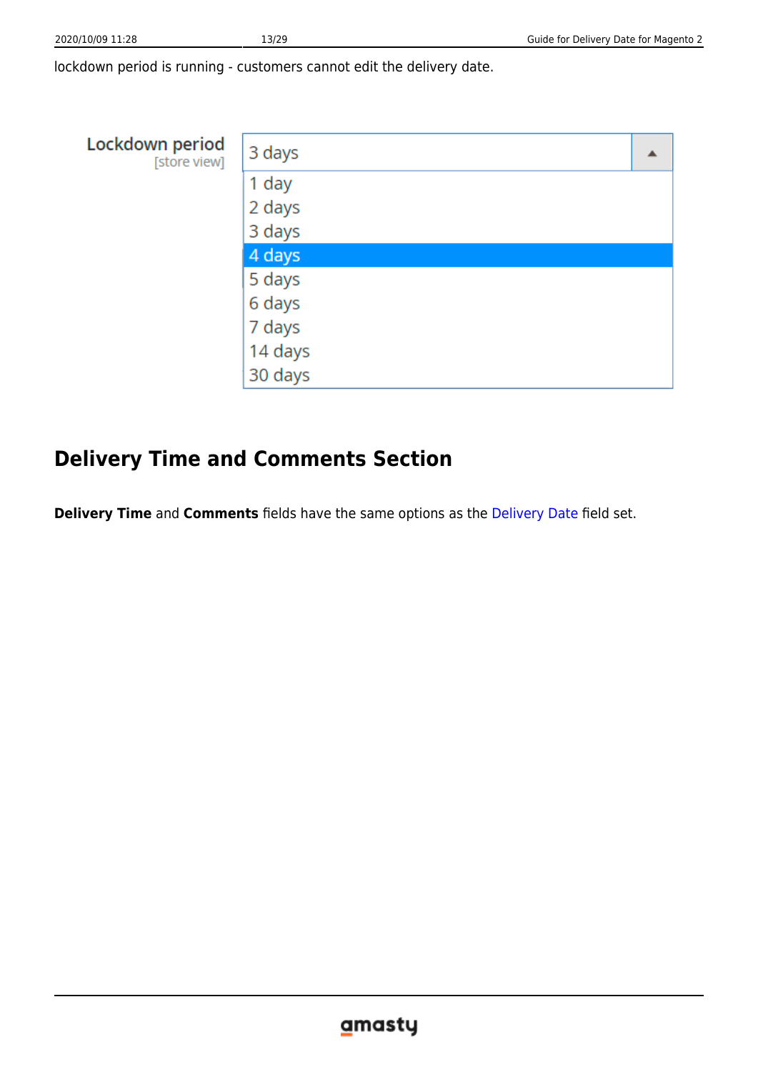lockdown period is running - customers cannot edit the delivery date.

Lockdown period
[store view]

3 days

1 day
2 days
3 days
4 days
5 days
6 days
7 days
14 days
30 days

## Delivery Time and Comments Section

**Delivery Time** and **Comments** fields have the same options as the Delivery Date field set.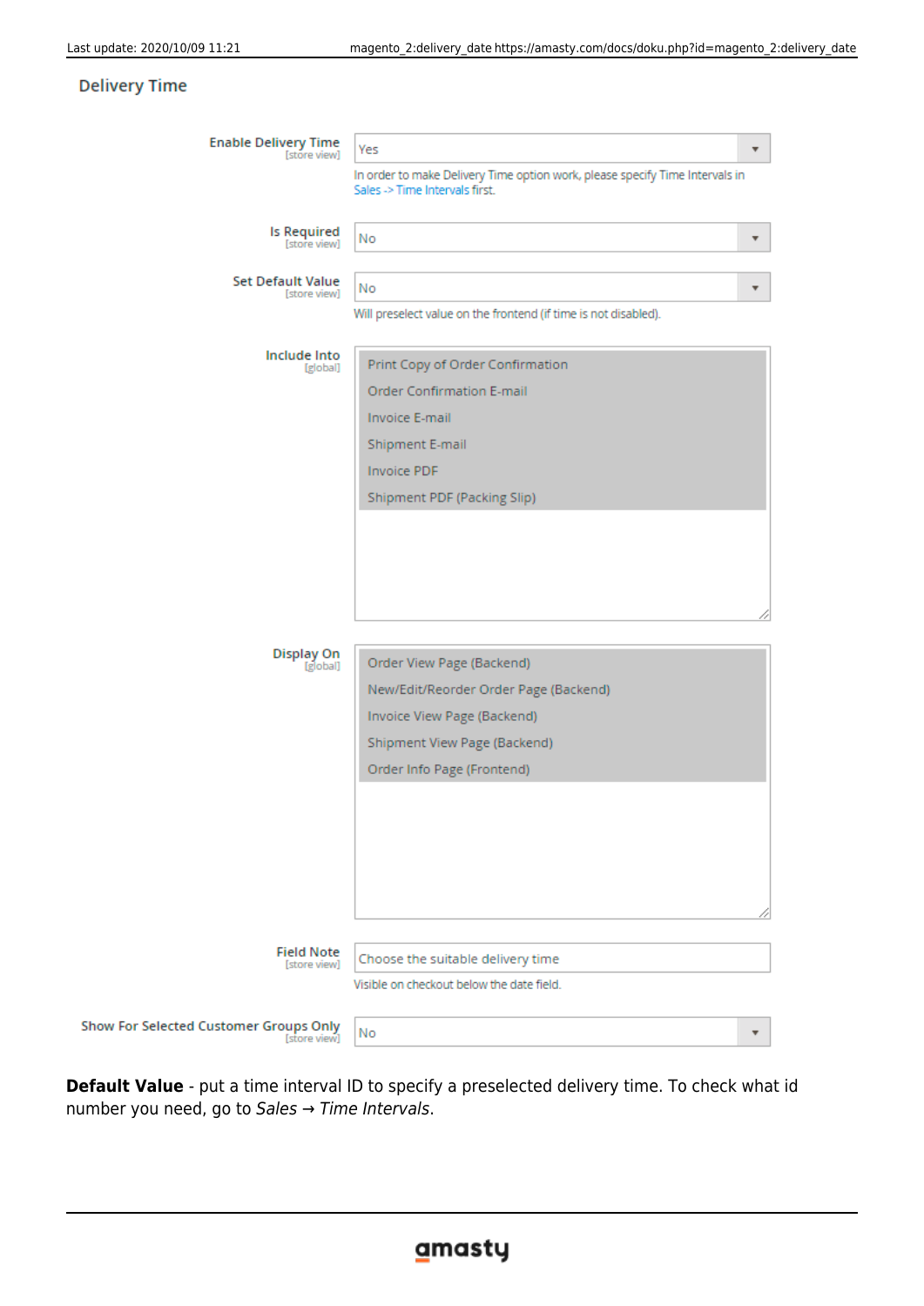Delivery Time

Enable Delivery Time [store view] — Yes
In order to make Delivery Time option work, please specify Time Intervals in Sales -> Time Intervals first.

Is Required [store view] — No

Set Default Value [store view] — No
Will preselect value on the frontend (if time is not disabled).

Include Into [global]
- Print Copy of Order Confirmation
- Order Confirmation E-mail
- Invoice E-mail
- Shipment E-mail
- Invoice PDF
- Shipment PDF (Packing Slip)

Display On [global]
- Order View Page (Backend)
- New/Edit/Reorder Order Page (Backend)
- Invoice View Page (Backend)
- Shipment View Page (Backend)
- Order Info Page (Frontend)

Field Note [store view] — Choose the suitable delivery time
Visible on checkout below the date field.

Show For Selected Customer Groups Only [store view] — No

**Default Value** - put a time interval ID to specify a preselected delivery time. To check what id number you need, go to *Sales* → *Time Intervals*.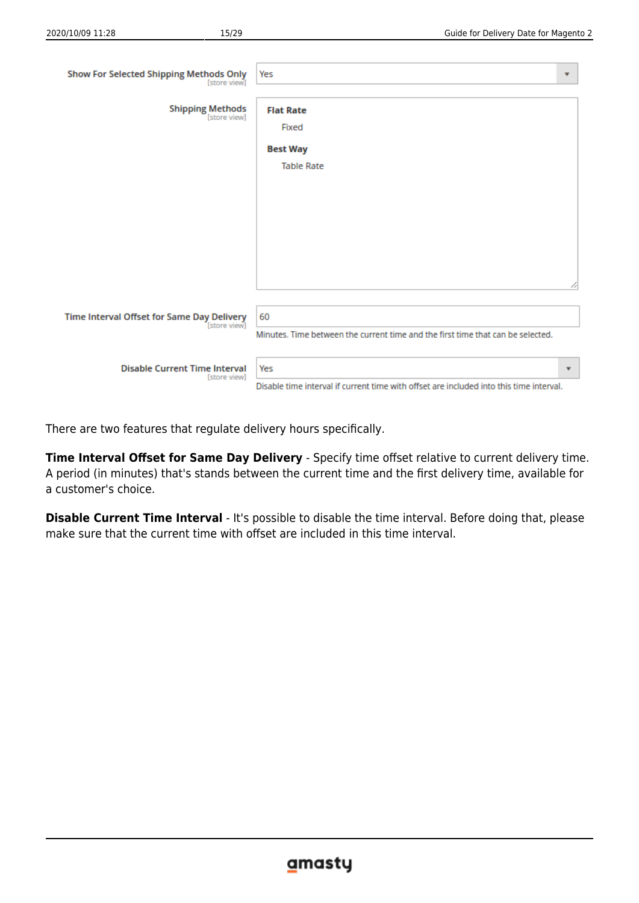| | |
|---|---|
| Show For Selected Shipping Methods Only [store view] | Yes |
| Shipping Methods [store view] | **Flat Rate** Fixed **Best Way** Table Rate |
| Time Interval Offset for Same Day Delivery [store view] | 60 Minutes. Time between the current time and the first time that can be selected. |
| Disable Current Time Interval [store view] | Yes Disable time interval if current time with offset are included into this time interval. |

There are two features that regulate delivery hours specifically.

**Time Interval Offset for Same Day Delivery** - Specify time offset relative to current delivery time. A period (in minutes) that's stands between the current time and the first delivery time, available for a customer's choice.

**Disable Current Time Interval** - It's possible to disable the time interval. Before doing that, please make sure that the current time with offset are included in this time interval.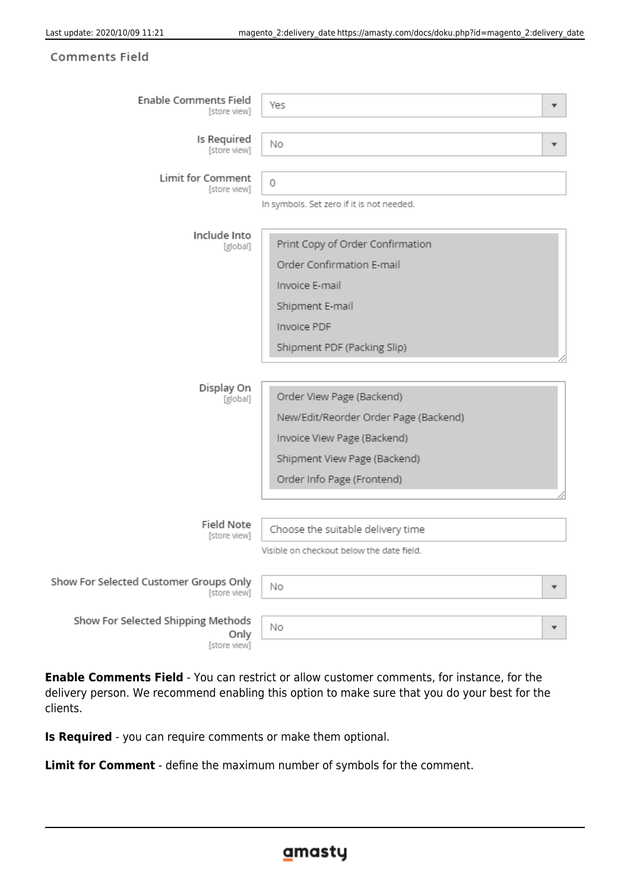Comments Field

| | |
|---|---|
| Enable Comments Field [store view] | Yes |
| Is Required [store view] | No |
| Limit for Comment [store view] | 0<br>In symbols. Set zero if it is not needed. |
| Include Into [global] | Print Copy of Order Confirmation<br>Order Confirmation E-mail<br>Invoice E-mail<br>Shipment E-mail<br>Invoice PDF<br>Shipment PDF (Packing Slip) |
| Display On [global] | Order View Page (Backend)<br>New/Edit/Reorder Order Page (Backend)<br>Invoice View Page (Backend)<br>Shipment View Page (Backend)<br>Order Info Page (Frontend) |
| Field Note [store view] | Choose the suitable delivery time<br>Visible on checkout below the date field. |
| Show For Selected Customer Groups Only [store view] | No |
| Show For Selected Shipping Methods Only [store view] | No |

**Enable Comments Field** - You can restrict or allow customer comments, for instance, for the delivery person. We recommend enabling this option to make sure that you do your best for the clients.

**Is Required** - you can require comments or make them optional.

**Limit for Comment** - define the maximum number of symbols for the comment.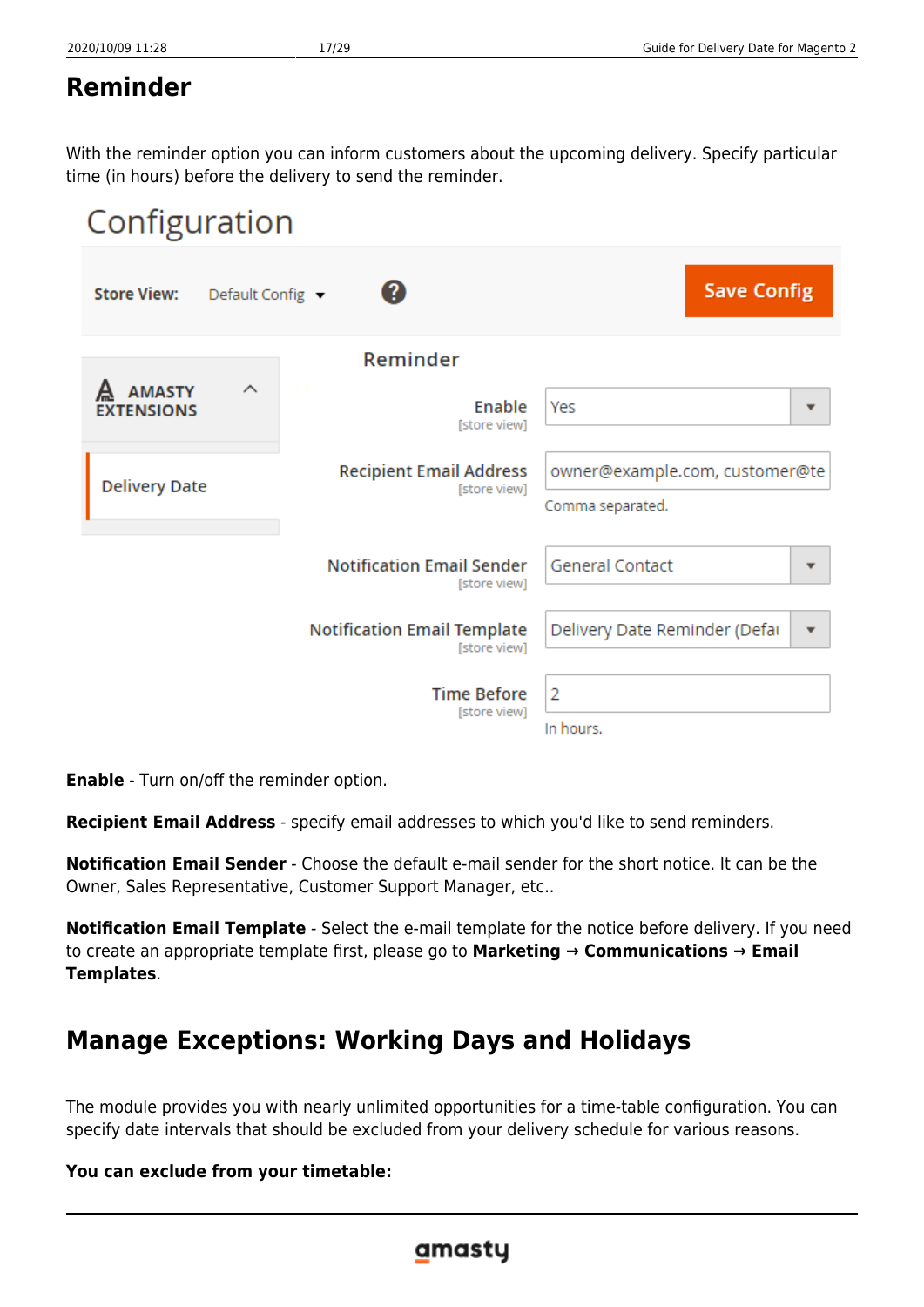## Reminder

With the reminder option you can inform customers about the upcoming delivery. Specify particular time (in hours) before the delivery to send the reminder.

**Enable** - Turn on/off the reminder option.

**Recipient Email Address** - specify email addresses to which you'd like to send reminders.

**Notification Email Sender** - Choose the default e-mail sender for the short notice. It can be the Owner, Sales Representative, Customer Support Manager, etc..

**Notification Email Template** - Select the e-mail template for the notice before delivery. If you need to create an appropriate template first, please go to **Marketing → Communications → Email Templates**.

## Manage Exceptions: Working Days and Holidays

The module provides you with nearly unlimited opportunities for a time-table configuration. You can specify date intervals that should be excluded from your delivery schedule for various reasons.

**You can exclude from your timetable:**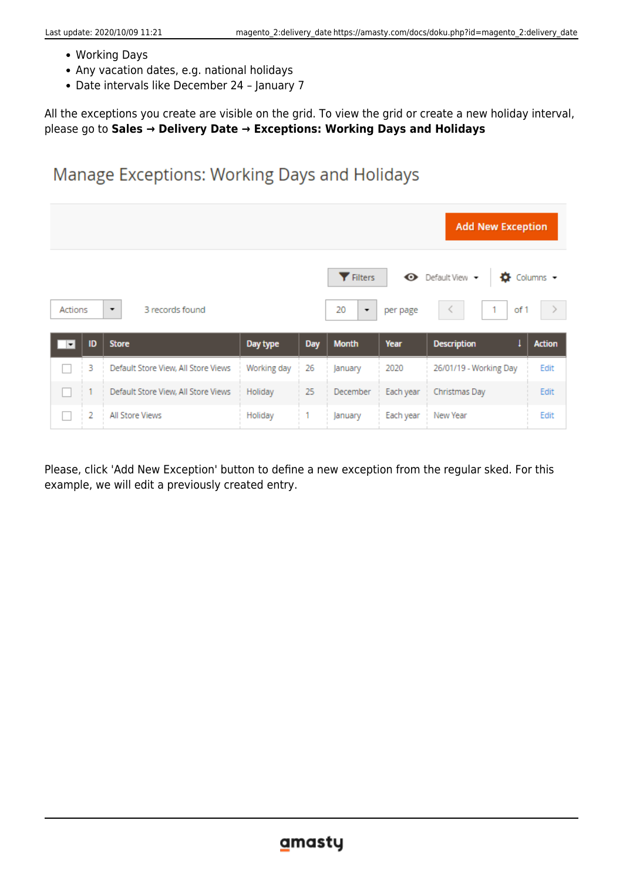- Working Days
- Any vacation dates, e.g. national holidays
- Date intervals like December 24 – January 7

All the exceptions you create are visible on the grid. To view the grid or create a new holiday interval, please go to **Sales → Delivery Date → Exceptions: Working Days and Holidays**

## Manage Exceptions: Working Days and Holidays

Add New Exception

Filters | Default View | Columns

Actions | 3 records found | 20 per page | 1 of 1

| | ID | Store | Day type | Day | Month | Year | Description | Action |
|---|---|---|---|---|---|---|---|---|
| | 3 | Default Store View, All Store Views | Working day | 26 | January | 2020 | 26/01/19 - Working Day | Edit |
| | 1 | Default Store View, All Store Views | Holiday | 25 | December | Each year | Christmas Day | Edit |
| | 2 | All Store Views | Holiday | 1 | January | Each year | New Year | Edit |

Please, click 'Add New Exception' button to define a new exception from the regular sked. For this example, we will edit a previously created entry.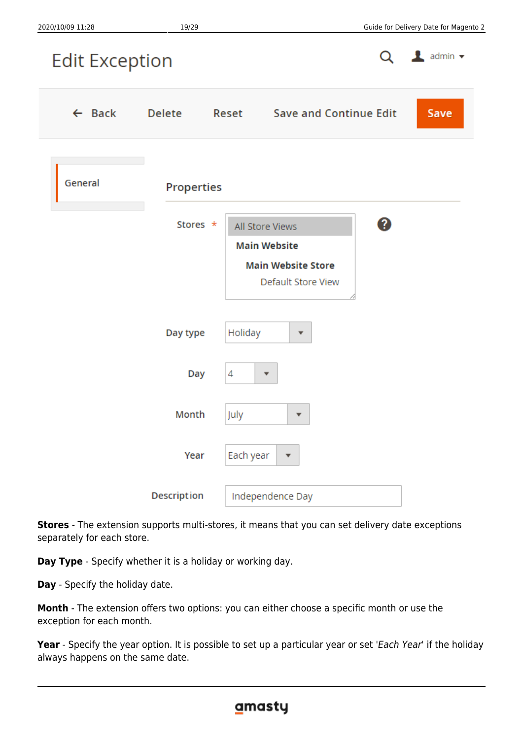Edit Exception

Back Delete Reset Save and Continue Edit Save

General

Properties

Stores * All Store Views
Main Website
Main Website Store
Default Store View

Day type Holiday

Day 4

Month July

Year Each year

Description Independence Day

**Stores** - The extension supports multi-stores, it means that you can set delivery date exceptions separately for each store.

**Day Type** - Specify whether it is a holiday or working day.

**Day** - Specify the holiday date.

**Month** - The extension offers two options: you can either choose a specific month or use the exception for each month.

**Year** - Specify the year option. It is possible to set up a particular year or set '*Each Year*' if the holiday always happens on the same date.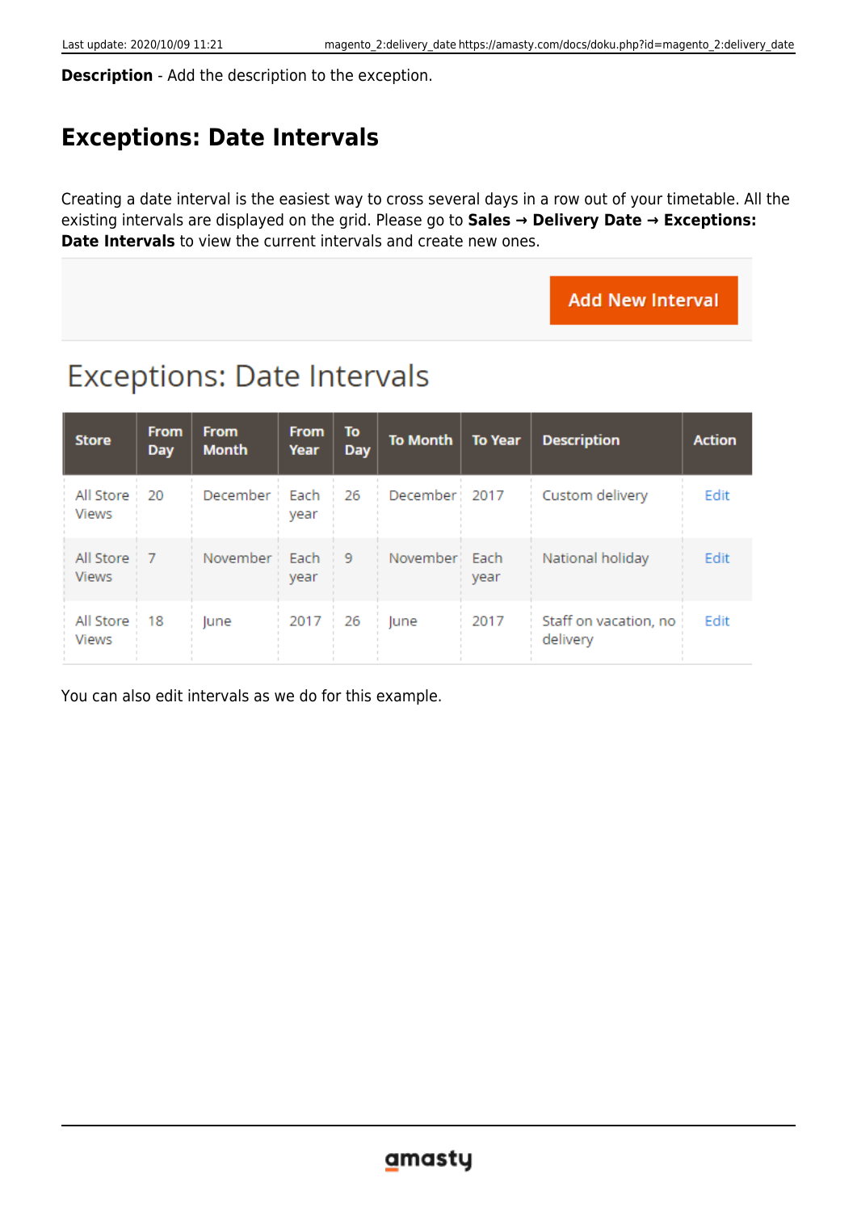**Description** - Add the description to the exception.

## Exceptions: Date Intervals

Creating a date interval is the easiest way to cross several days in a row out of your timetable. All the existing intervals are displayed on the grid. Please go to **Sales → Delivery Date → Exceptions: Date Intervals** to view the current intervals and create new ones.

Add New Interval

# Exceptions: Date Intervals

| Store | From Day | From Month | From Year | To Day | To Month | To Year | Description | Action |
|---|---|---|---|---|---|---|---|---|
| All Store Views | 20 | December | Each year | 26 | December | 2017 | Custom delivery | Edit |
| All Store Views | 7 | November | Each year | 9 | November | Each year | National holiday | Edit |
| All Store Views | 18 | June | 2017 | 26 | June | 2017 | Staff on vacation, no delivery | Edit |

You can also edit intervals as we do for this example.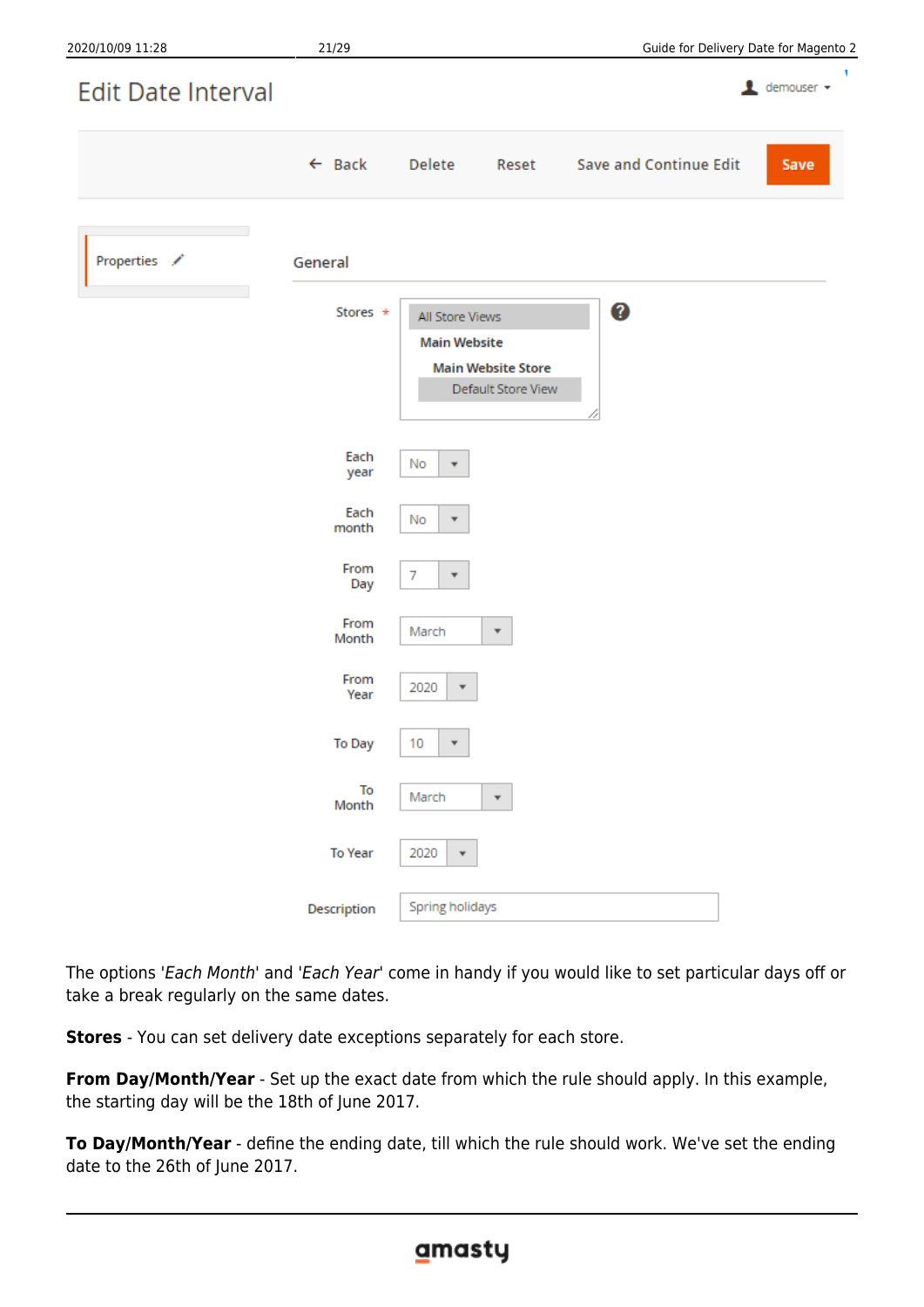The options '*Each Month*' and '*Each Year*' come in handy if you would like to set particular days off or take a break regularly on the same dates.

**Stores** - You can set delivery date exceptions separately for each store.

**From Day/Month/Year** - Set up the exact date from which the rule should apply. In this example, the starting day will be the 18th of June 2017.

**To Day/Month/Year** - define the ending date, till which the rule should work. We've set the ending date to the 26th of June 2017.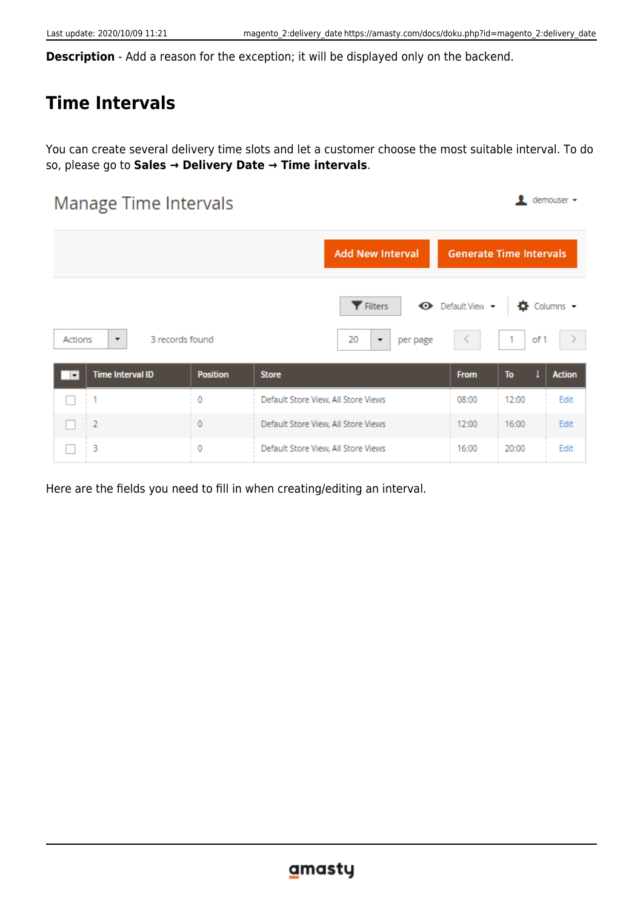**Description** - Add a reason for the exception; it will be displayed only on the backend.

## Time Intervals

You can create several delivery time slots and let a customer choose the most suitable interval. To do so, please go to **Sales → Delivery Date → Time intervals**.

Here are the fields you need to fill in when creating/editing an interval.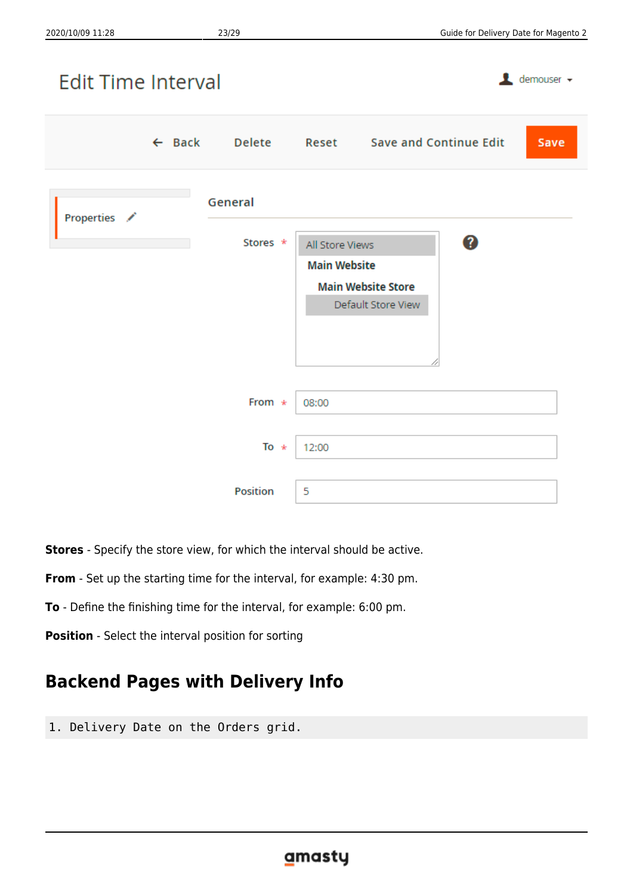**Stores** - Specify the store view, for which the interval should be active.

**From** - Set up the starting time for the interval, for example: 4:30 pm.

**To** - Define the finishing time for the interval, for example: 6:00 pm.

**Position** - Select the interval position for sorting

## Backend Pages with Delivery Info

```
1. Delivery Date on the Orders grid.
```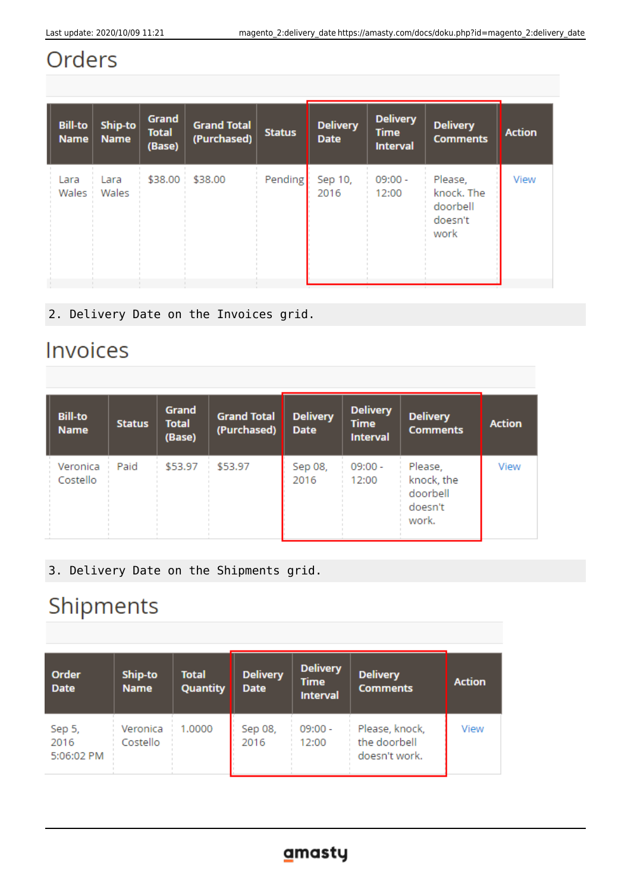# Orders

| Bill-to Name | Ship-to Name | Grand Total (Base) | Grand Total (Purchased) | Status | Delivery Date | Delivery Time Interval | Delivery Comments | Action |
|---|---|---|---|---|---|---|---|---|
| Lara Wales | Lara Wales | $38.00 | $38.00 | Pending | Sep 10, 2016 | 09:00 - 12:00 | Please, knock. The doorbell doesn't work | View |

```
2. Delivery Date on the Invoices grid.
```

# Invoices

| Bill-to Name | Status | Grand Total (Base) | Grand Total (Purchased) | Delivery Date | Delivery Time Interval | Delivery Comments | Action |
|---|---|---|---|---|---|---|---|
| Veronica Costello | Paid | $53.97 | $53.97 | Sep 08, 2016 | 09:00 - 12:00 | Please, knock, the doorbell doesn't work. | View |

```
3. Delivery Date on the Shipments grid.
```

# Shipments

| Order Date | Ship-to Name | Total Quantity | Delivery Date | Delivery Time Interval | Delivery Comments | Action |
|---|---|---|---|---|---|---|
| Sep 5, 2016 5:06:02 PM | Veronica Costello | 1.0000 | Sep 08, 2016 | 09:00 - 12:00 | Please, knock, the doorbell doesn't work. | View |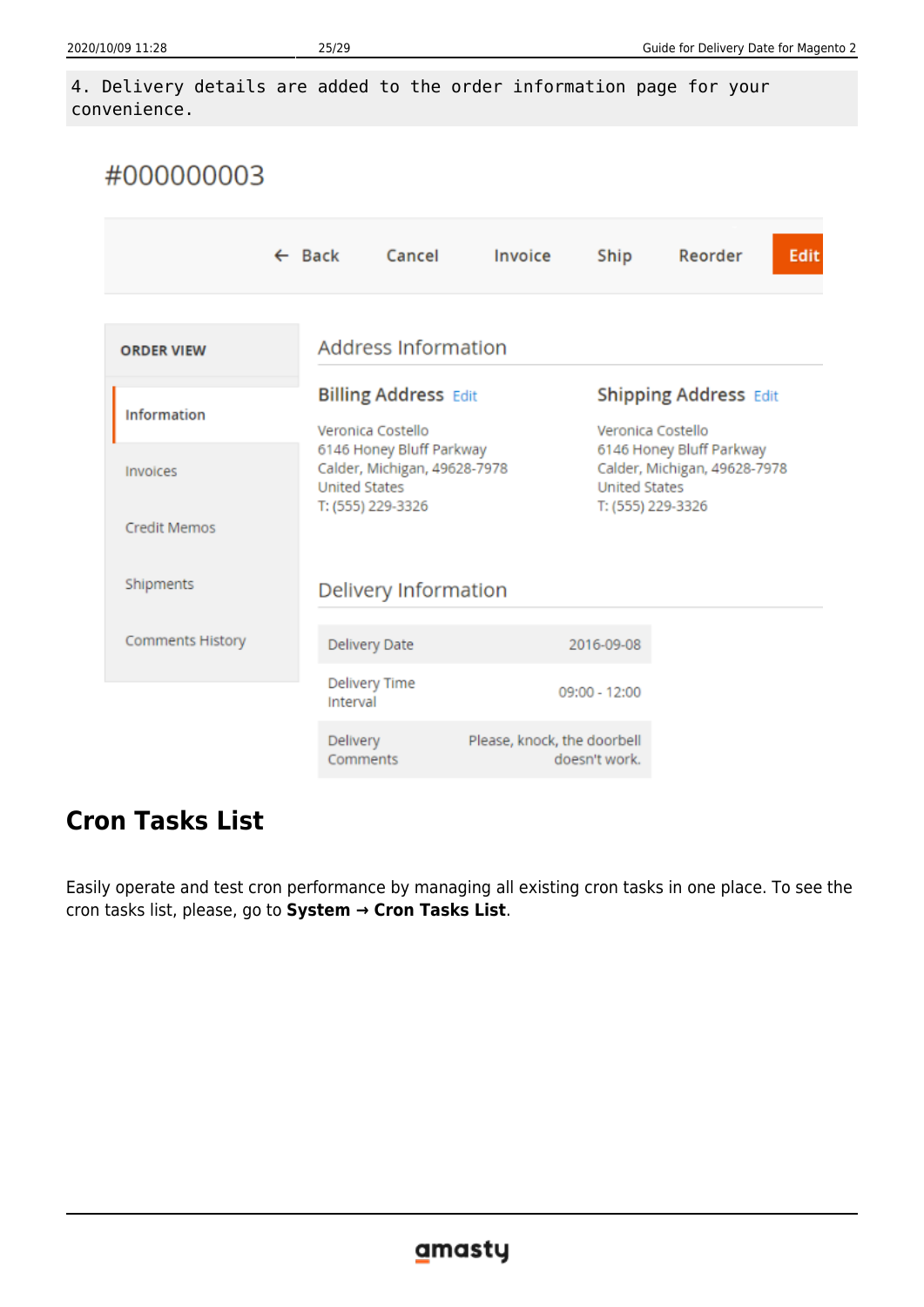```
4. Delivery details are added to the order information page for your
convenience.
```

## Cron Tasks List

Easily operate and test cron performance by managing all existing cron tasks in one place. To see the cron tasks list, please, go to **System → Cron Tasks List**.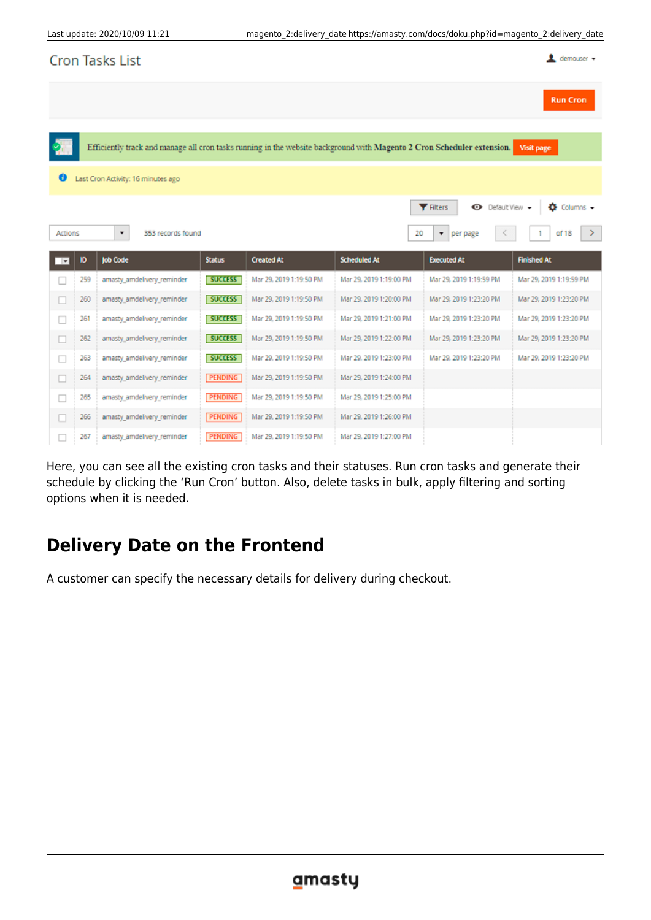Cron Tasks List

Run Cron

Efficiently track and manage all cron tasks running in the website background with **Magento 2 Cron Scheduler extension.** Visit page

Last Cron Activity: 16 minutes ago

Filters | Default View | Columns

Actions | 353 records found | 20 per page | 1 of 18

| ID | Job Code | Status | Created At | Scheduled At | Executed At | Finished At |
|---|---|---|---|---|---|---|
| 259 | amasty_amdelivery_reminder | SUCCESS | Mar 29, 2019 1:19:50 PM | Mar 29, 2019 1:19:00 PM | Mar 29, 2019 1:19:59 PM | Mar 29, 2019 1:19:59 PM |
| 260 | amasty_amdelivery_reminder | SUCCESS | Mar 29, 2019 1:19:50 PM | Mar 29, 2019 1:20:00 PM | Mar 29, 2019 1:23:20 PM | Mar 29, 2019 1:23:20 PM |
| 261 | amasty_amdelivery_reminder | SUCCESS | Mar 29, 2019 1:19:50 PM | Mar 29, 2019 1:21:00 PM | Mar 29, 2019 1:23:20 PM | Mar 29, 2019 1:23:20 PM |
| 262 | amasty_amdelivery_reminder | SUCCESS | Mar 29, 2019 1:19:50 PM | Mar 29, 2019 1:22:00 PM | Mar 29, 2019 1:23:20 PM | Mar 29, 2019 1:23:20 PM |
| 263 | amasty_amdelivery_reminder | SUCCESS | Mar 29, 2019 1:19:50 PM | Mar 29, 2019 1:23:00 PM | Mar 29, 2019 1:23:20 PM | Mar 29, 2019 1:23:20 PM |
| 264 | amasty_amdelivery_reminder | PENDING | Mar 29, 2019 1:19:50 PM | Mar 29, 2019 1:24:00 PM | | |
| 265 | amasty_amdelivery_reminder | PENDING | Mar 29, 2019 1:19:50 PM | Mar 29, 2019 1:25:00 PM | | |
| 266 | amasty_amdelivery_reminder | PENDING | Mar 29, 2019 1:19:50 PM | Mar 29, 2019 1:26:00 PM | | |
| 267 | amasty_amdelivery_reminder | PENDING | Mar 29, 2019 1:19:50 PM | Mar 29, 2019 1:27:00 PM | | |

Here, you can see all the existing cron tasks and their statuses. Run cron tasks and generate their schedule by clicking the ‘Run Cron’ button. Also, delete tasks in bulk, apply filtering and sorting options when it is needed.

## Delivery Date on the Frontend

A customer can specify the necessary details for delivery during checkout.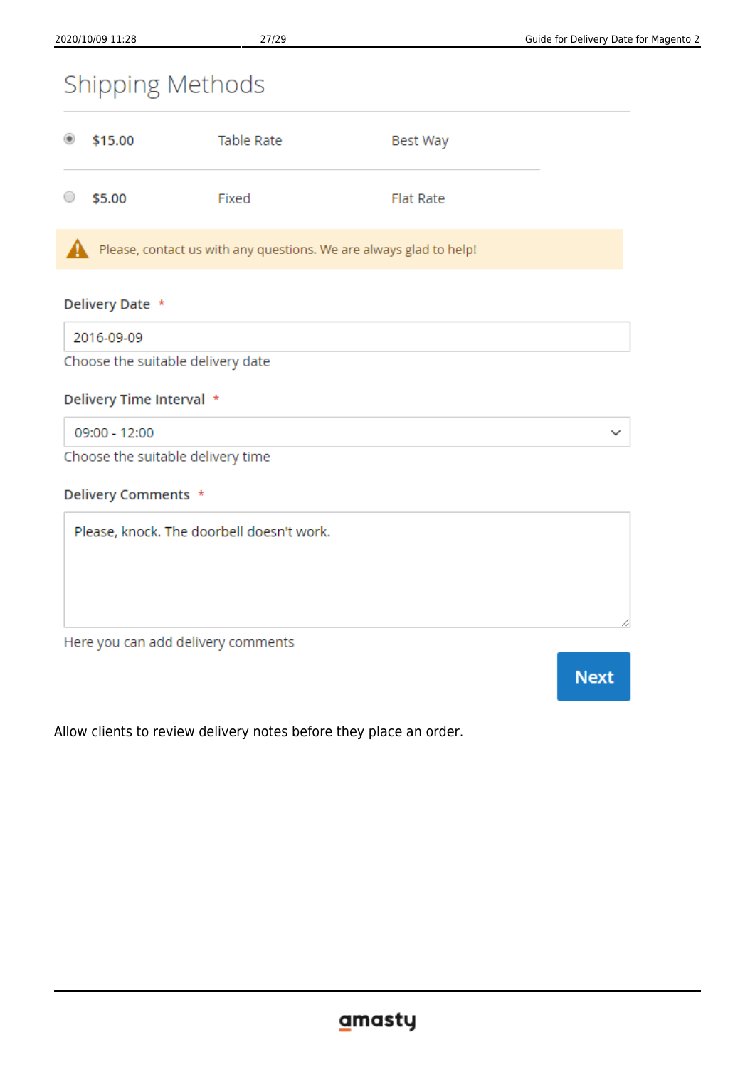## Shipping Methods

| | | | |
|---|---|---|---|
| ◉ | $15.00 | Table Rate | Best Way |
| ○ | $5.00 | Fixed | Flat Rate |

⚠ Please, contact us with any questions. We are always glad to help!

**Delivery Date** *

2016-09-09

Choose the suitable delivery date

**Delivery Time Interval** *

09:00 - 12:00

Choose the suitable delivery time

**Delivery Comments** *

Please, knock. The doorbell doesn't work.

Here you can add delivery comments

**Next**

Allow clients to review delivery notes before they place an order.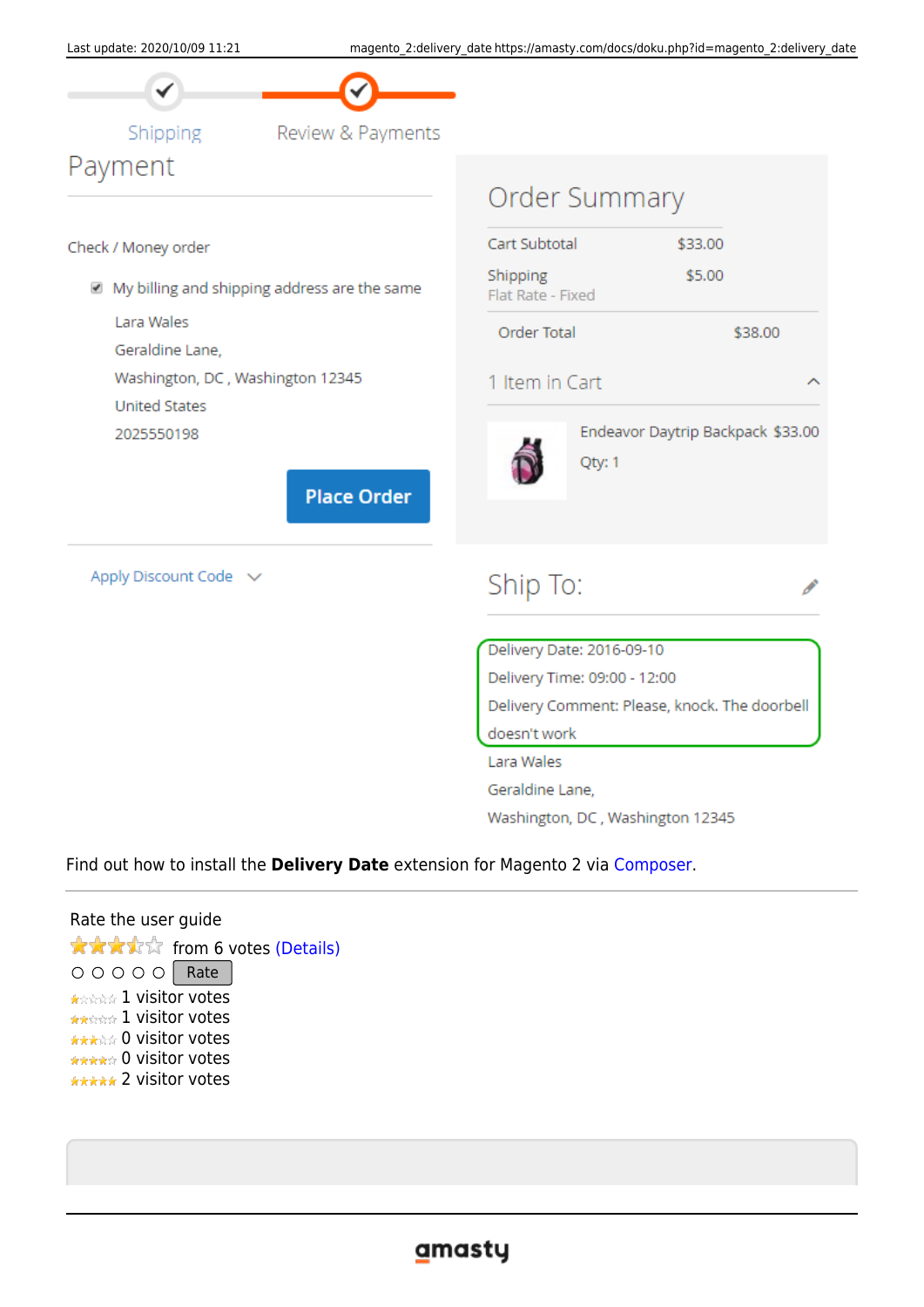Find out how to install the **Delivery Date** extension for Magento 2 via Composer.

Rate the user guide

from 6 votes (Details)

Rate

1 visitor votes

1 visitor votes

0 visitor votes

0 visitor votes

2 visitor votes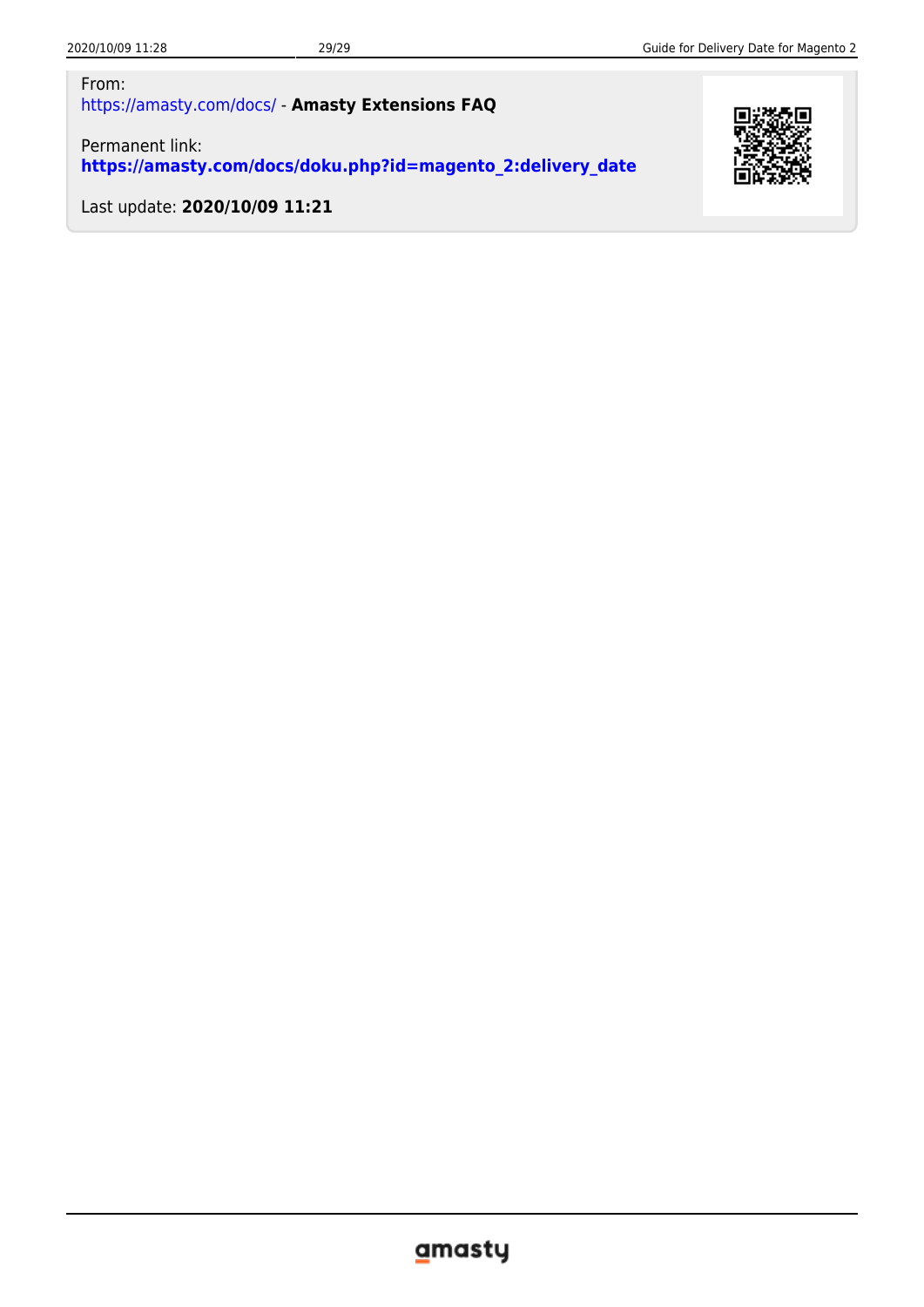From:
https://amasty.com/docs/ - **Amasty Extensions FAQ**

Permanent link:
**https://amasty.com/docs/doku.php?id=magento_2:delivery_date**

Last update: **2020/10/09 11:21**